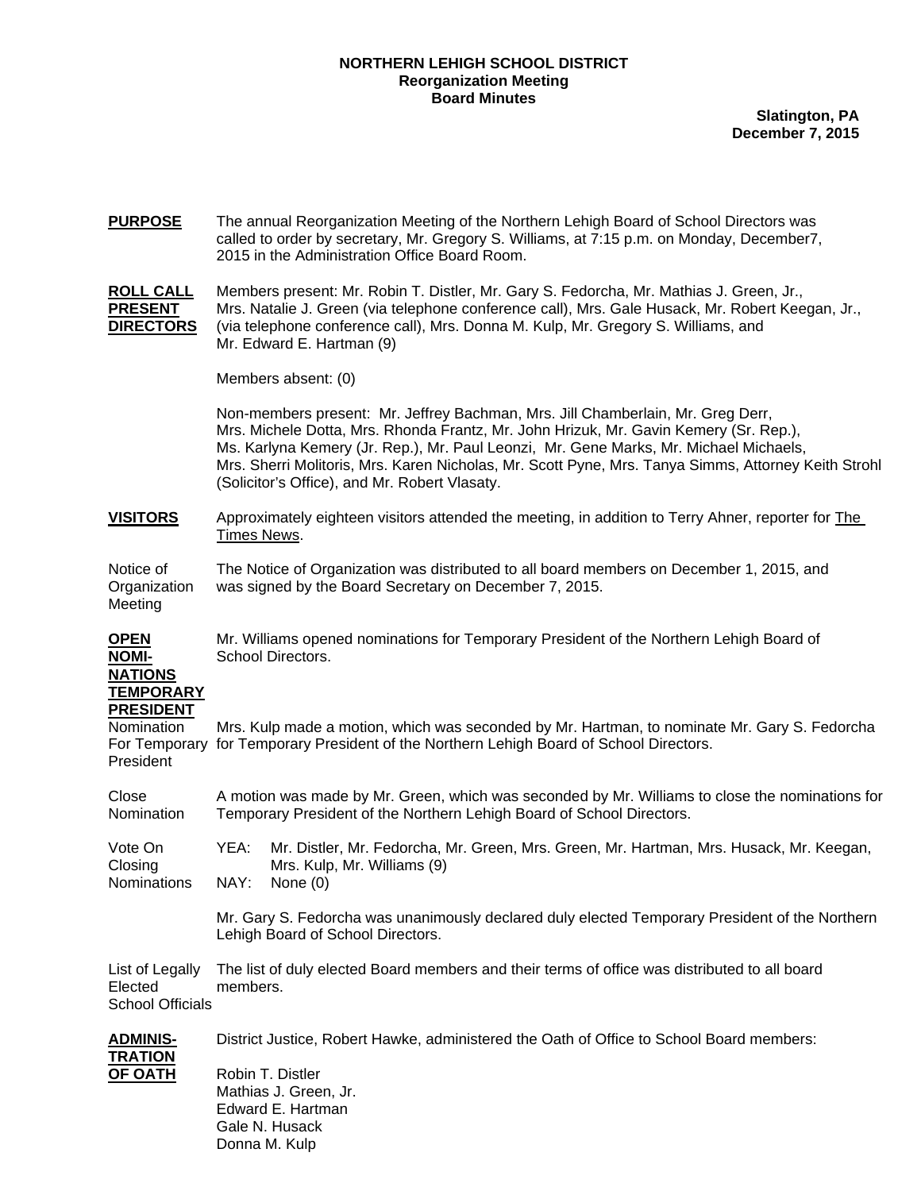**NORTHERN LEHIGH SCHOOL DISTRICT**
**Reorganization Meeting**
**Board Minutes**

**Slatington, PA**
**December 7, 2015**

**PURPOSE** The annual Reorganization Meeting of the Northern Lehigh Board of School Directors was called to order by secretary, Mr. Gregory S. Williams, at 7:15 p.m. on Monday, December7, 2015 in the Administration Office Board Room.

**ROLL CALL PRESENT DIRECTORS** Members present: Mr. Robin T. Distler, Mr. Gary S. Fedorcha, Mr. Mathias J. Green, Jr., Mrs. Natalie J. Green (via telephone conference call), Mrs. Gale Husack, Mr. Robert Keegan, Jr., (via telephone conference call), Mrs. Donna M. Kulp, Mr. Gregory S. Williams, and Mr. Edward E. Hartman (9)

Members absent: (0)

Non-members present: Mr. Jeffrey Bachman, Mrs. Jill Chamberlain, Mr. Greg Derr, Mrs. Michele Dotta, Mrs. Rhonda Frantz, Mr. John Hrizuk, Mr. Gavin Kemery (Sr. Rep.), Ms. Karlyna Kemery (Jr. Rep.), Mr. Paul Leonzi, Mr. Gene Marks, Mr. Michael Michaels, Mrs. Sherri Molitoris, Mrs. Karen Nicholas, Mr. Scott Pyne, Mrs. Tanya Simms, Attorney Keith Strohl (Solicitor's Office), and Mr. Robert Vlasaty.

**VISITORS** Approximately eighteen visitors attended the meeting, in addition to Terry Ahner, reporter for The Times News.

Notice of Organization Meeting — The Notice of Organization was distributed to all board members on December 1, 2015, and was signed by the Board Secretary on December 7, 2015.

**OPEN NOMINATIONS TEMPORARY PRESIDENT** Mr. Williams opened nominations for Temporary President of the Northern Lehigh Board of School Directors.

Nomination For Temporary President — Mrs. Kulp made a motion, which was seconded by Mr. Hartman, to nominate Mr. Gary S. Fedorcha for Temporary President of the Northern Lehigh Board of School Directors.

Close Nomination — A motion was made by Mr. Green, which was seconded by Mr. Williams to close the nominations for Temporary President of the Northern Lehigh Board of School Directors.

Vote On Closing Nominations
YEA: Mr. Distler, Mr. Fedorcha, Mr. Green, Mrs. Green, Mr. Hartman, Mrs. Husack, Mr. Keegan, Mrs. Kulp, Mr. Williams (9)
NAY: None (0)

Mr. Gary S. Fedorcha was unanimously declared duly elected Temporary President of the Northern Lehigh Board of School Directors.

List of Legally Elected School Officials — The list of duly elected Board members and their terms of office was distributed to all board members.

**ADMINISTRATION OF OATH** District Justice, Robert Hawke, administered the Oath of Office to School Board members:

Robin T. Distler
Mathias J. Green, Jr.
Edward E. Hartman
Gale N. Husack
Donna M. Kulp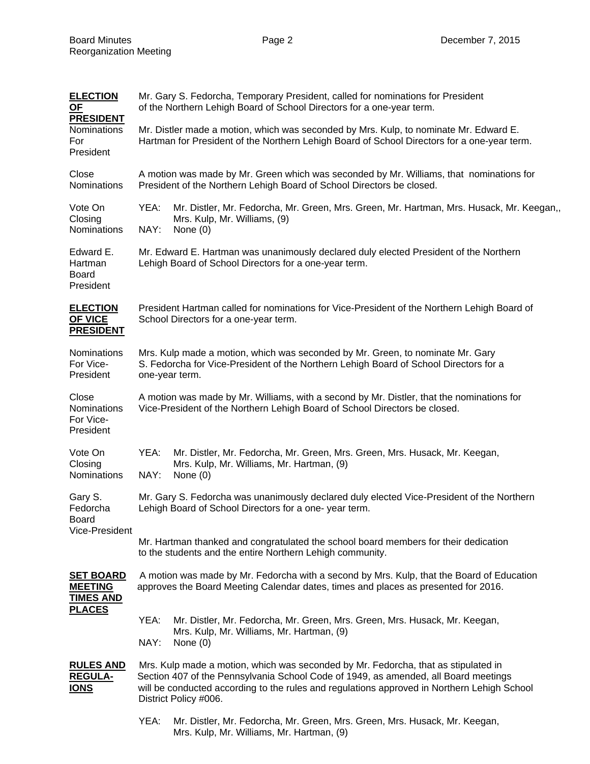**ELECTION OF PRESIDENT**

Mr. Gary S. Fedorcha, Temporary President, called for nominations for President of the Northern Lehigh Board of School Directors for a one-year term.

Nominations For President

Mr. Distler made a motion, which was seconded by Mrs. Kulp, to nominate Mr. Edward E. Hartman for President of the Northern Lehigh Board of School Directors for a one-year term.

Close Nominations

A motion was made by Mr. Green which was seconded by Mr. Williams, that nominations for President of the Northern Lehigh Board of School Directors be closed.

Vote On Closing Nominations

YEA: Mr. Distler, Mr. Fedorcha, Mr. Green, Mrs. Green, Mr. Hartman, Mrs. Husack, Mr. Keegan,, Mrs. Kulp, Mr. Williams, (9)
NAY: None (0)

Edward E. Hartman Board President

Mr. Edward E. Hartman was unanimously declared duly elected President of the Northern Lehigh Board of School Directors for a one-year term.

**ELECTION OF VICE PRESIDENT**

President Hartman called for nominations for Vice-President of the Northern Lehigh Board of School Directors for a one-year term.

Nominations For Vice-President

Mrs. Kulp made a motion, which was seconded by Mr. Green, to nominate Mr. Gary S. Fedorcha for Vice-President of the Northern Lehigh Board of School Directors for a one-year term.

Close Nominations For Vice-President

A motion was made by Mr. Williams, with a second by Mr. Distler, that the nominations for Vice-President of the Northern Lehigh Board of School Directors be closed.

Vote On Closing Nominations

YEA: Mr. Distler, Mr. Fedorcha, Mr. Green, Mrs. Green, Mrs. Husack, Mr. Keegan, Mrs. Kulp, Mr. Williams, Mr. Hartman, (9)
NAY: None (0)

Gary S. Fedorcha Board Vice-President

Mr. Gary S. Fedorcha was unanimously declared duly elected Vice-President of the Northern Lehigh Board of School Directors for a one- year term.

Mr. Hartman thanked and congratulated the school board members for their dedication to the students and the entire Northern Lehigh community.

**SET BOARD MEETING TIMES AND PLACES**

A motion was made by Mr. Fedorcha with a second by Mrs. Kulp, that the Board of Education approves the Board Meeting Calendar dates, times and places as presented for 2016.

YEA: Mr. Distler, Mr. Fedorcha, Mr. Green, Mrs. Green, Mrs. Husack, Mr. Keegan, Mrs. Kulp, Mr. Williams, Mr. Hartman, (9)
NAY: None (0)

**RULES AND REGULA-IONS**

Mrs. Kulp made a motion, which was seconded by Mr. Fedorcha, that as stipulated in Section 407 of the Pennsylvania School Code of 1949, as amended, all Board meetings will be conducted according to the rules and regulations approved in Northern Lehigh School District Policy #006.

YEA: Mr. Distler, Mr. Fedorcha, Mr. Green, Mrs. Green, Mrs. Husack, Mr. Keegan, Mrs. Kulp, Mr. Williams, Mr. Hartman, (9)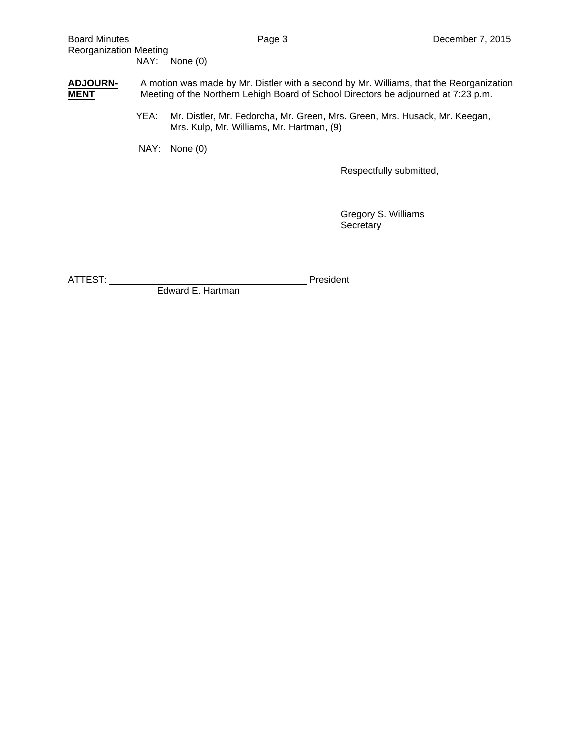NAY: None (0)

**ADJOURN-MENT** A motion was made by Mr. Distler with a second by Mr. Williams, that the Reorganization Meeting of the Northern Lehigh Board of School Directors be adjourned at 7:23 p.m.

YEA: Mr. Distler, Mr. Fedorcha, Mr. Green, Mrs. Green, Mrs. Husack, Mr. Keegan, Mrs. Kulp, Mr. Williams, Mr. Hartman, (9)

NAY: None (0)

Respectfully submitted,

Gregory S. Williams
Secretary

ATTEST: ______________________________ President
Edward E. Hartman